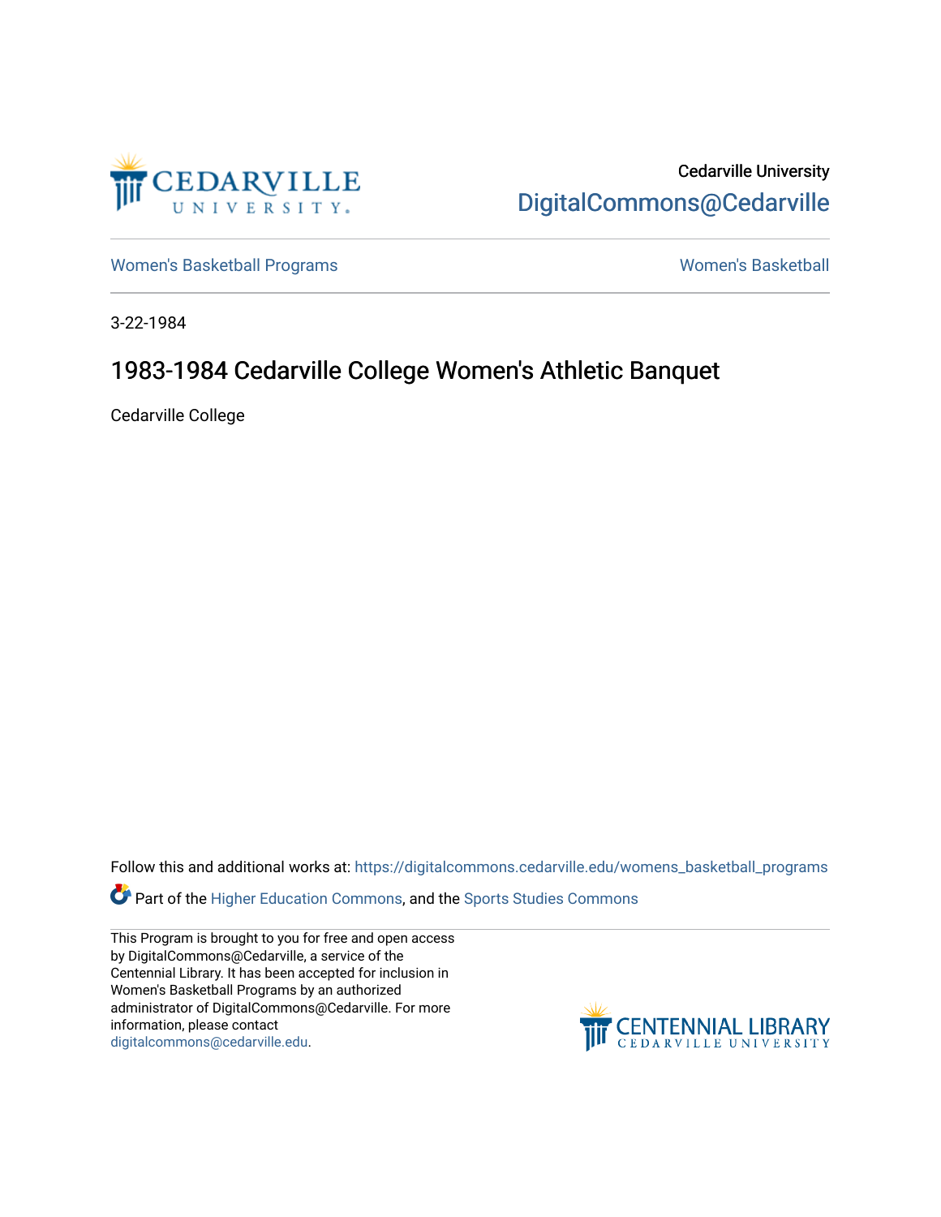Cedarville University

DigitalCommons@Cedarville

Women's Basketball Programs

Women's Basketball

3-22-1984

# 1983-1984 Cedarville College Women's Athletic Banquet

Cedarville College

Follow this and additional works at: https://digitalcommons.cedarville.edu/womens_basketball_programs

Part of the Higher Education Commons, and the Sports Studies Commons

This Program is brought to you for free and open access by DigitalCommons@Cedarville, a service of the Centennial Library. It has been accepted for inclusion in Women's Basketball Programs by an authorized administrator of DigitalCommons@Cedarville. For more information, please contact digitalcommons@cedarville.edu.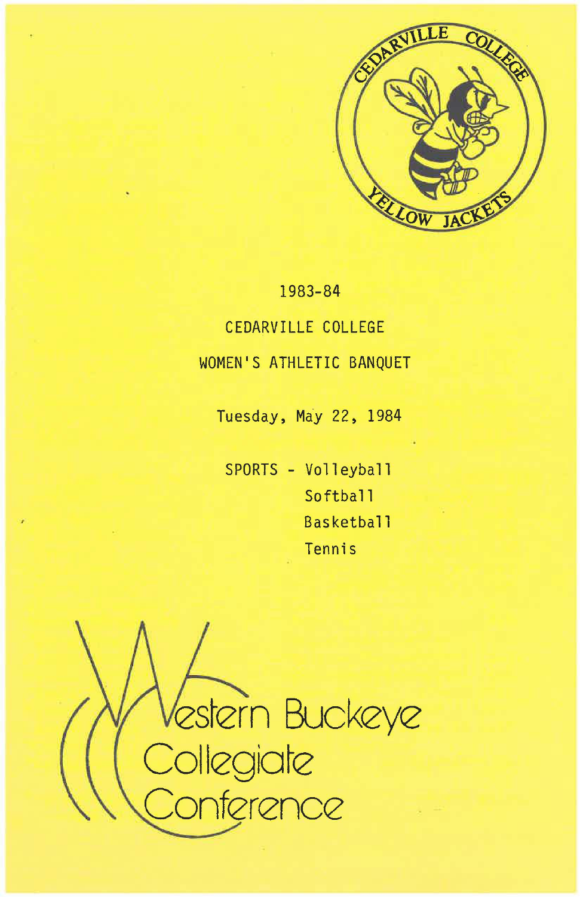CEDARVILLE COLLEGE

YELLOW JACKETS

1983-84

CEDARVILLE COLLEGE

WOMEN'S ATHLETIC BANQUET

Tuesday, May 22, 1984

SPORTS - Volleyball
Softball
Basketball
Tennis

Western Buckeye
Collegiate
Conference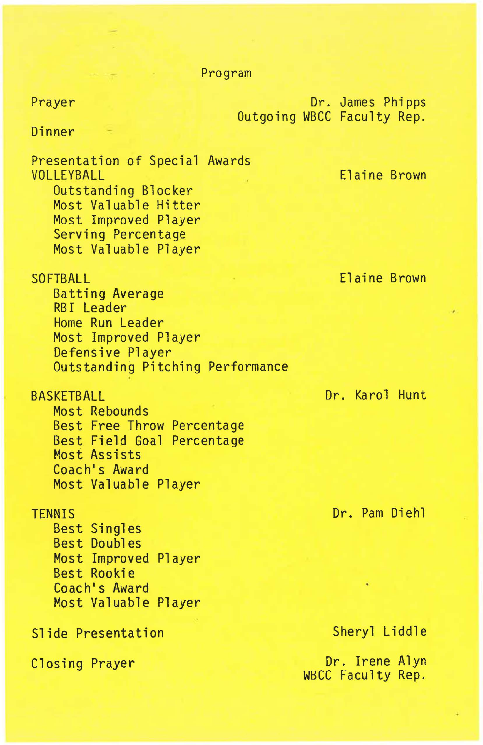# Program

Prayer — Dr. James Phipps, Outgoing WBCC Faculty Rep.

Dinner

Presentation of Special Awards

**VOLLEYBALL** — Elaine Brown

- Outstanding Blocker
- Most Valuable Hitter
- Most Improved Player
- Serving Percentage
- Most Valuable Player

**SOFTBALL** — Elaine Brown

- Batting Average
- RBI Leader
- Home Run Leader
- Most Improved Player
- Defensive Player
- Outstanding Pitching Performance

**BASKETBALL** — Dr. Karol Hunt

- Most Rebounds
- Best Free Throw Percentage
- Best Field Goal Percentage
- Most Assists
- Coach's Award
- Most Valuable Player

**TENNIS** — Dr. Pam Diehl

- Best Singles
- Best Doubles
- Most Improved Player
- Best Rookie
- Coach's Award
- Most Valuable Player

Slide Presentation — Sheryl Liddle

Closing Prayer — Dr. Irene Alyn, WBCC Faculty Rep.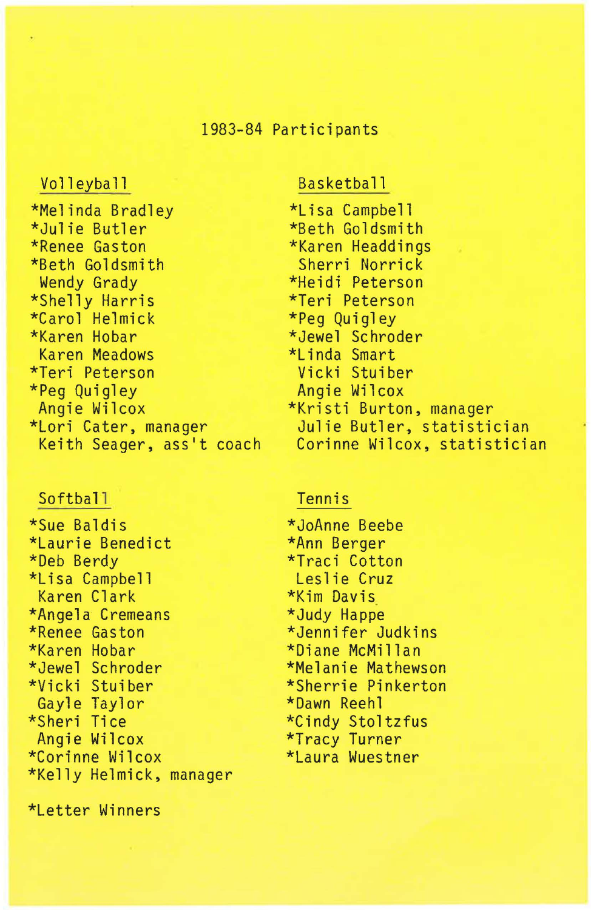# 1983-84 Participants

## Volleyball

*Melinda Bradley
*Julie Butler
*Renee Gaston
*Beth Goldsmith
Wendy Grady
*Shelly Harris
*Carol Helmick
*Karen Hobar
Karen Meadows
*Teri Peterson
*Peg Quigley
Angie Wilcox
*Lori Cater, manager
Keith Seager, ass't coach

## Basketball

*Lisa Campbell
*Beth Goldsmith
*Karen Headdings
Sherri Norrick
*Heidi Peterson
*Teri Peterson
*Peg Quigley
*Jewel Schroder
*Linda Smart
Vicki Stuiber
Angie Wilcox
*Kristi Burton, manager
Julie Butler, statistician
Corinne Wilcox, statistician

## Softball

*Sue Baldis
*Laurie Benedict
*Deb Berdy
*Lisa Campbell
Karen Clark
*Angela Cremeans
*Renee Gaston
*Karen Hobar
*Jewel Schroder
*Vicki Stuiber
Gayle Taylor
*Sheri Tice
Angie Wilcox
*Corinne Wilcox
*Kelly Helmick, manager

## Tennis

*JoAnne Beebe
*Ann Berger
*Traci Cotton
Leslie Cruz
*Kim Davis
*Judy Happe
*Jennifer Judkins
*Diane McMillan
*Melanie Mathewson
*Sherrie Pinkerton
*Dawn Reehl
*Cindy Stoltzfus
*Tracy Turner
*Laura Wuestner

*Letter Winners